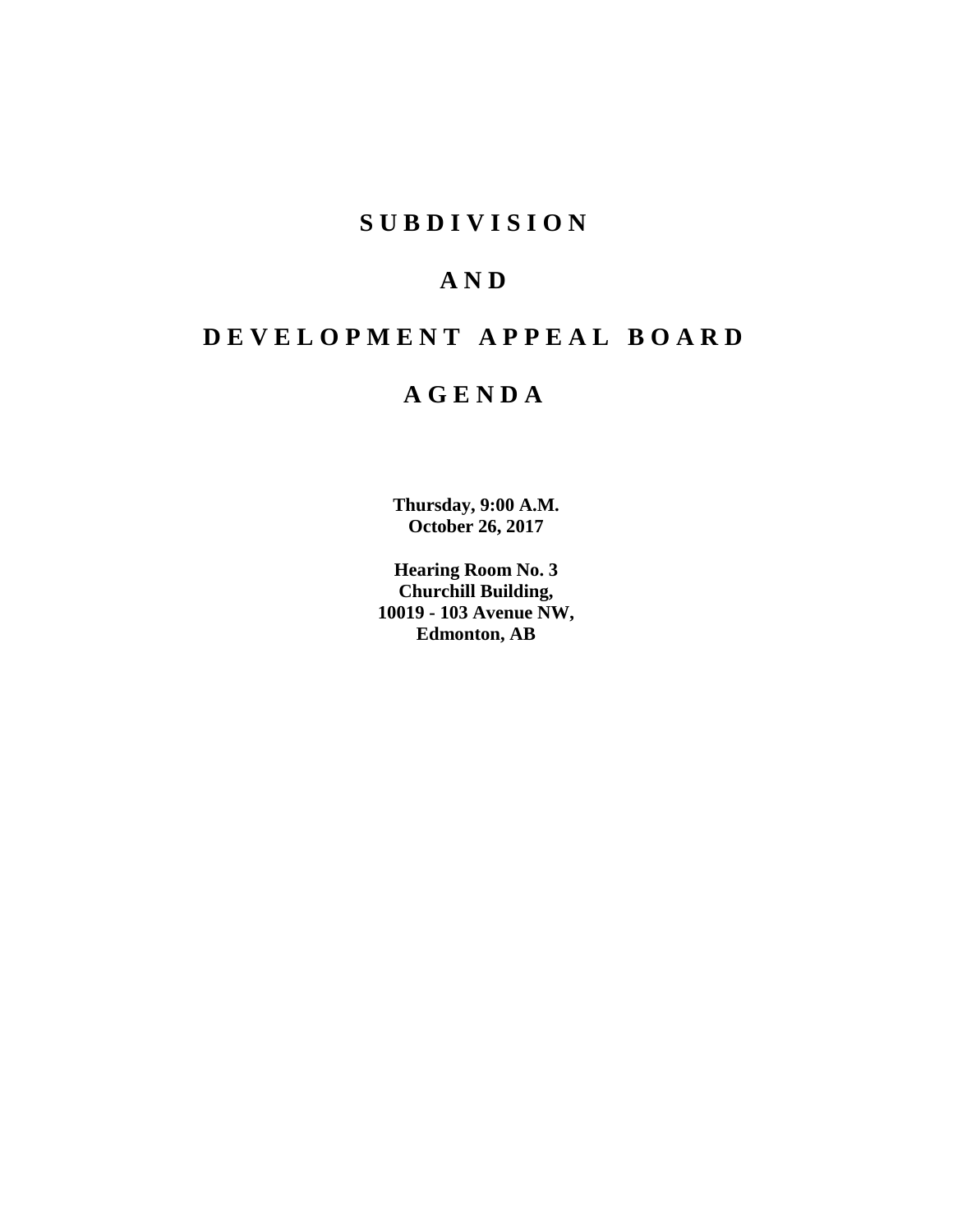# SUBDIVISION

# AND

# DEVELOPMENT APPEAL BOARD

# AGENDA

**Thursday, 9:00 A.M.**
**October 26, 2017**

**Hearing Room No. 3**
**Churchill Building,**
**10019 - 103 Avenue NW,**
**Edmonton, AB**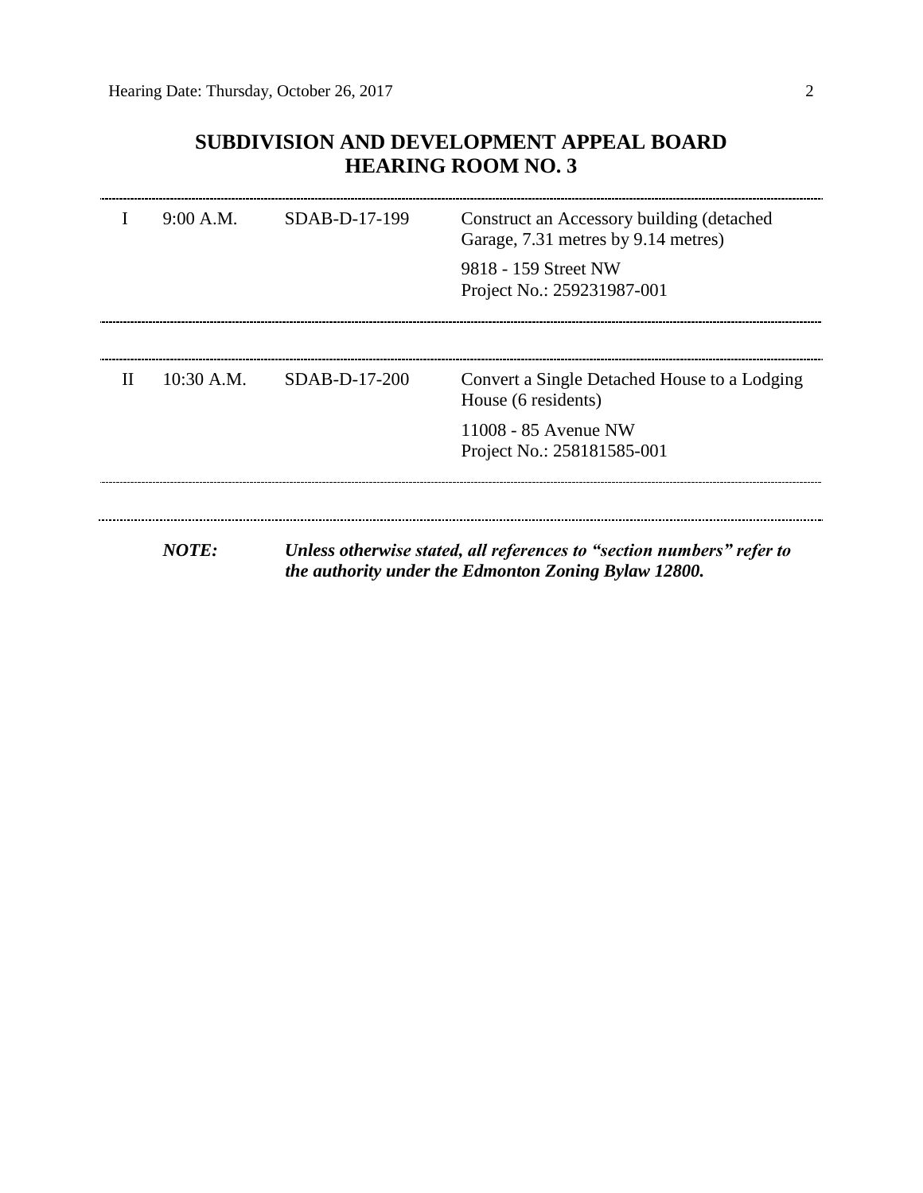# SUBDIVISION AND DEVELOPMENT APPEAL BOARD
# HEARING ROOM NO. 3

| | | | |
|---|---|---|---|
| I | 9:00 A.M. | SDAB-D-17-199 | Construct an Accessory building (detached Garage, 7.31 metres by 9.14 metres)<br><br>9818 - 159 Street NW<br>Project No.: 259231987-001 |
| II | 10:30 A.M. | SDAB-D-17-200 | Convert a Single Detached House to a Lodging House (6 residents)<br><br>11008 - 85 Avenue NW<br>Project No.: 258181585-001 |

***NOTE:*** ***Unless otherwise stated, all references to "section numbers" refer to the authority under the Edmonton Zoning Bylaw 12800.***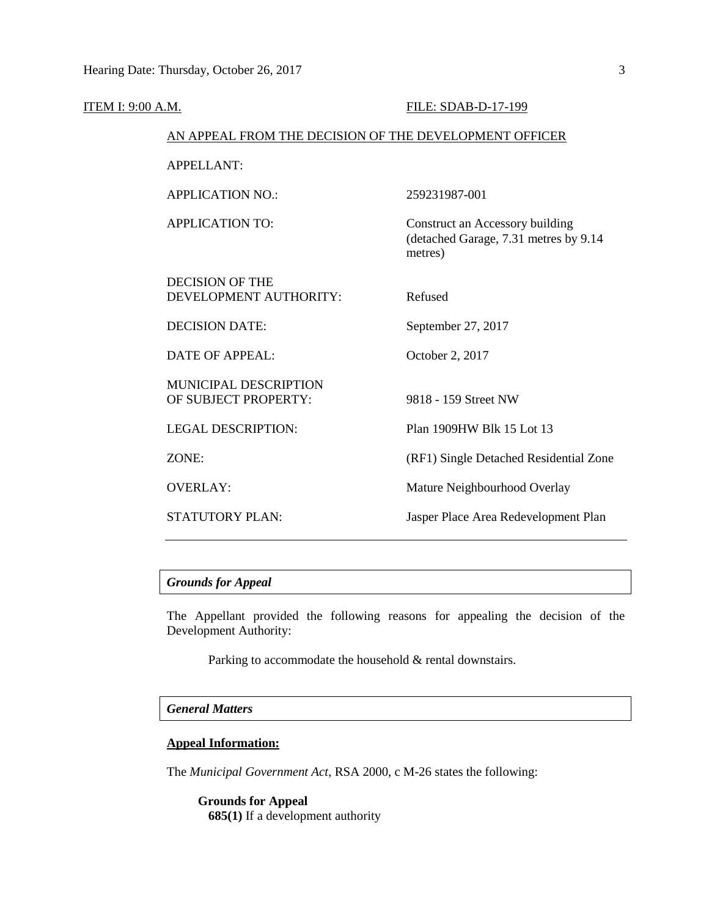<u>ITEM I: 9:00 A.M.</u> <u>FILE: SDAB-D-17-199</u>

<u>AN APPEAL FROM THE DECISION OF THE DEVELOPMENT OFFICER</u>

| | |
|---|---|
| APPELLANT: | |
| APPLICATION NO.: | 259231987-001 |
| APPLICATION TO: | Construct an Accessory building (detached Garage, 7.31 metres by 9.14 metres) |
| DECISION OF THE DEVELOPMENT AUTHORITY: | Refused |
| DECISION DATE: | September 27, 2017 |
| DATE OF APPEAL: | October 2, 2017 |
| MUNICIPAL DESCRIPTION OF SUBJECT PROPERTY: | 9818 - 159 Street NW |
| LEGAL DESCRIPTION: | Plan 1909HW Blk 15 Lot 13 |
| ZONE: | (RF1) Single Detached Residential Zone |
| OVERLAY: | Mature Neighbourhood Overlay |
| STATUTORY PLAN: | Jasper Place Area Redevelopment Plan |

---

***Grounds for Appeal***

The Appellant provided the following reasons for appealing the decision of the Development Authority:

> Parking to accommodate the household & rental downstairs.

***General Matters***

**<u>Appeal Information:</u>**

The *Municipal Government Act*, RSA 2000, c M-26 states the following:

**Grounds for Appeal**
**685(1)** If a development authority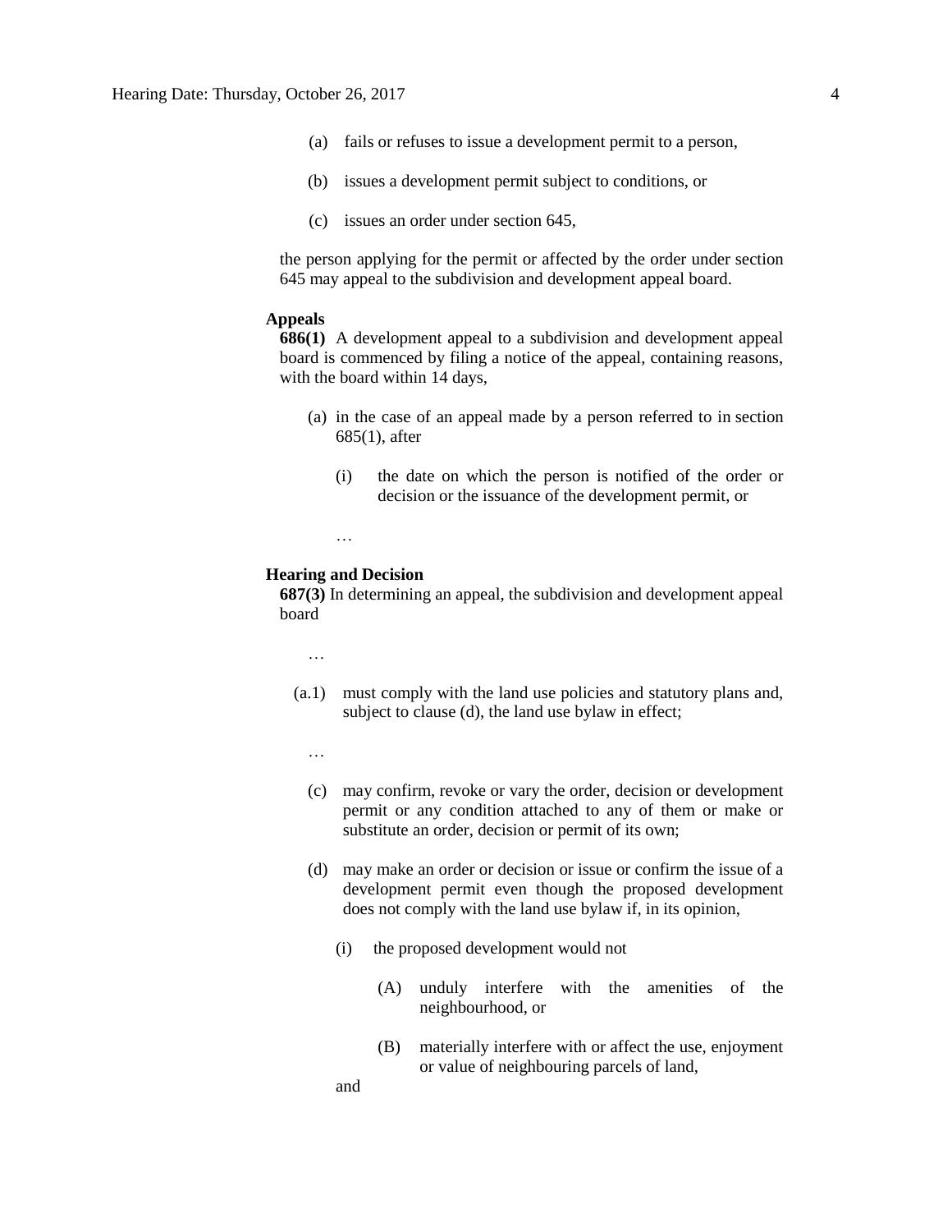(a) fails or refuses to issue a development permit to a person,

(b) issues a development permit subject to conditions, or

(c) issues an order under section 645,

the person applying for the permit or affected by the order under section 645 may appeal to the subdivision and development appeal board.

**Appeals**

**686(1)** A development appeal to a subdivision and development appeal board is commenced by filing a notice of the appeal, containing reasons, with the board within 14 days,

(a) in the case of an appeal made by a person referred to in section 685(1), after

(i) the date on which the person is notified of the order or decision or the issuance of the development permit, or

…

**Hearing and Decision**

**687(3)** In determining an appeal, the subdivision and development appeal board

…

(a.1) must comply with the land use policies and statutory plans and, subject to clause (d), the land use bylaw in effect;

…

(c) may confirm, revoke or vary the order, decision or development permit or any condition attached to any of them or make or substitute an order, decision or permit of its own;

(d) may make an order or decision or issue or confirm the issue of a development permit even though the proposed development does not comply with the land use bylaw if, in its opinion,

(i) the proposed development would not

(A) unduly interfere with the amenities of the neighbourhood, or

(B) materially interfere with or affect the use, enjoyment or value of neighbouring parcels of land,

and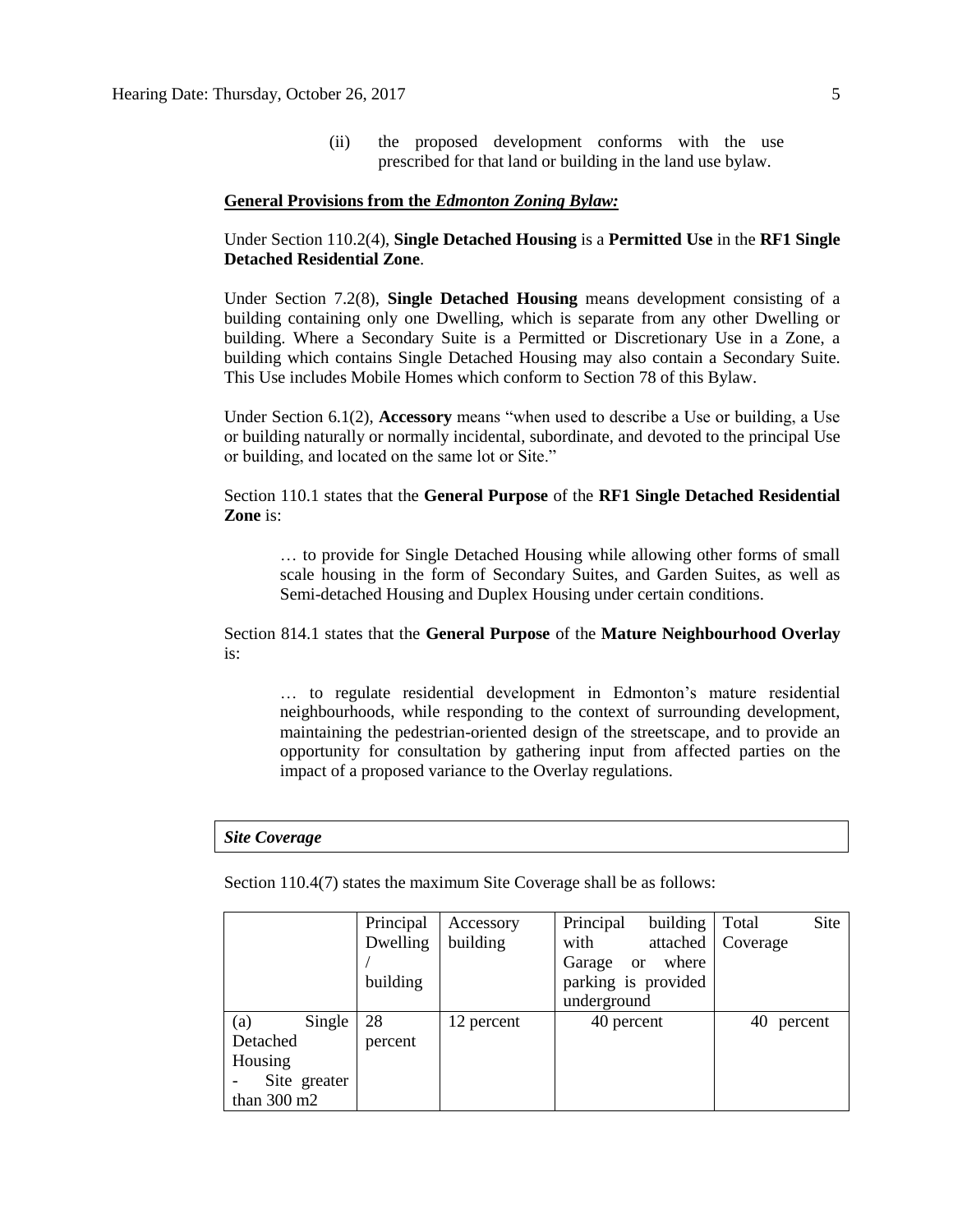(ii) the proposed development conforms with the use prescribed for that land or building in the land use bylaw.

**General Provisions from the *Edmonton Zoning Bylaw:***

Under Section 110.2(4), **Single Detached Housing** is a **Permitted Use** in the **RF1 Single Detached Residential Zone**.

Under Section 7.2(8), **Single Detached Housing** means development consisting of a building containing only one Dwelling, which is separate from any other Dwelling or building. Where a Secondary Suite is a Permitted or Discretionary Use in a Zone, a building which contains Single Detached Housing may also contain a Secondary Suite. This Use includes Mobile Homes which conform to Section 78 of this Bylaw.

Under Section 6.1(2), **Accessory** means "when used to describe a Use or building, a Use or building naturally or normally incidental, subordinate, and devoted to the principal Use or building, and located on the same lot or Site."

Section 110.1 states that the **General Purpose** of the **RF1 Single Detached Residential Zone** is:

> … to provide for Single Detached Housing while allowing other forms of small scale housing in the form of Secondary Suites, and Garden Suites, as well as Semi-detached Housing and Duplex Housing under certain conditions.

Section 814.1 states that the **General Purpose** of the **Mature Neighbourhood Overlay** is:

> … to regulate residential development in Edmonton's mature residential neighbourhoods, while responding to the context of surrounding development, maintaining the pedestrian-oriented design of the streetscape, and to provide an opportunity for consultation by gathering input from affected parties on the impact of a proposed variance to the Overlay regulations.

***Site Coverage***

Section 110.4(7) states the maximum Site Coverage shall be as follows:

| | Principal Dwelling / building | Accessory building | Principal building with attached Garage or where parking is provided underground | Total Site Coverage |
|---|---|---|---|---|
| (a) Single Detached Housing - Site greater than 300 m2 | 28 percent | 12 percent | 40 percent | 40 percent |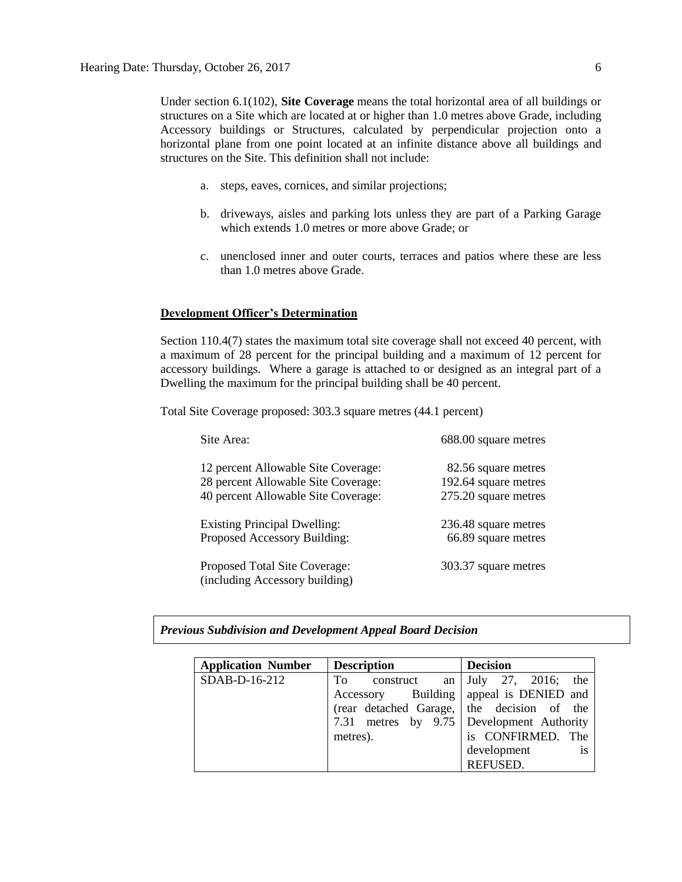Under section 6.1(102), **Site Coverage** means the total horizontal area of all buildings or structures on a Site which are located at or higher than 1.0 metres above Grade, including Accessory buildings or Structures, calculated by perpendicular projection onto a horizontal plane from one point located at an infinite distance above all buildings and structures on the Site. This definition shall not include:

a. steps, eaves, cornices, and similar projections;

b. driveways, aisles and parking lots unless they are part of a Parking Garage which extends 1.0 metres or more above Grade; or

c. unenclosed inner and outer courts, terraces and patios where these are less than 1.0 metres above Grade.

**Development Officer's Determination**

Section 110.4(7) states the maximum total site coverage shall not exceed 40 percent, with a maximum of 28 percent for the principal building and a maximum of 12 percent for accessory buildings. Where a garage is attached to or designed as an integral part of a Dwelling the maximum for the principal building shall be 40 percent.

Total Site Coverage proposed: 303.3 square metres (44.1 percent)

| | |
|---|---|
| Site Area: | 688.00 square metres |
| 12 percent Allowable Site Coverage: | 82.56 square metres |
| 28 percent Allowable Site Coverage: | 192.64 square metres |
| 40 percent Allowable Site Coverage: | 275.20 square metres |
| Existing Principal Dwelling: | 236.48 square metres |
| Proposed Accessory Building: | 66.89 square metres |
| Proposed Total Site Coverage: (including Accessory building) | 303.37 square metres |

***Previous Subdivision and Development Appeal Board Decision***

| Application Number | Description | Decision |
|---|---|---|
| SDAB-D-16-212 | To construct an Accessory Building (rear detached Garage, 7.31 metres by 9.75 metres). | July 27, 2016; the appeal is DENIED and the decision of the Development Authority is CONFIRMED. The development is REFUSED. |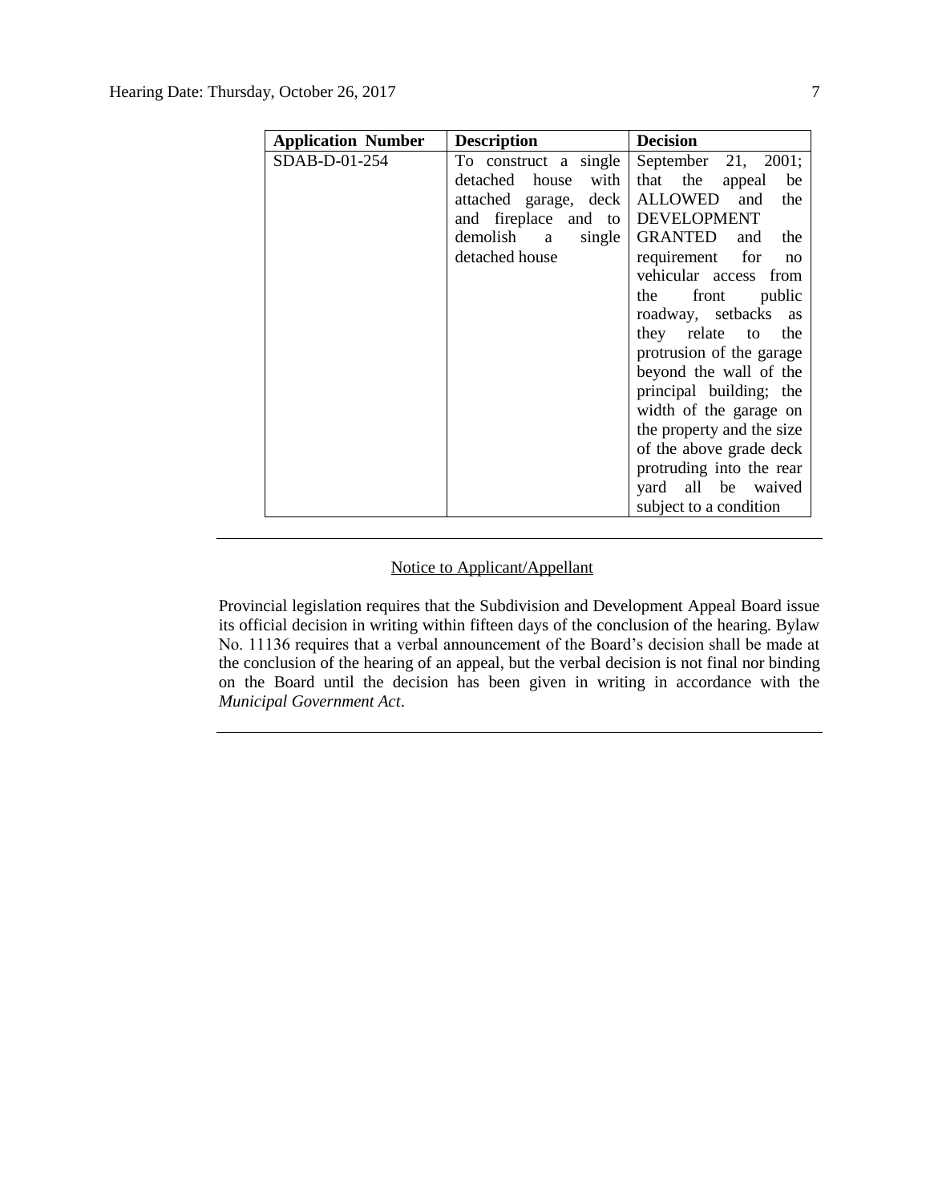| Application Number | Description | Decision |
| --- | --- | --- |
| SDAB-D-01-254 | To construct a single detached house with attached garage, deck and fireplace and to demolish a single detached house | September 21, 2001; that the appeal be ALLOWED and the DEVELOPMENT GRANTED and the requirement for no vehicular access from the front public roadway, setbacks as they relate to the protrusion of the garage beyond the wall of the principal building; the width of the garage on the property and the size of the above grade deck protruding into the rear yard all be waived subject to a condition |

---

Notice to Applicant/Appellant

Provincial legislation requires that the Subdivision and Development Appeal Board issue its official decision in writing within fifteen days of the conclusion of the hearing. Bylaw No. 11136 requires that a verbal announcement of the Board's decision shall be made at the conclusion of the hearing of an appeal, but the verbal decision is not final nor binding on the Board until the decision has been given in writing in accordance with the *Municipal Government Act*.

---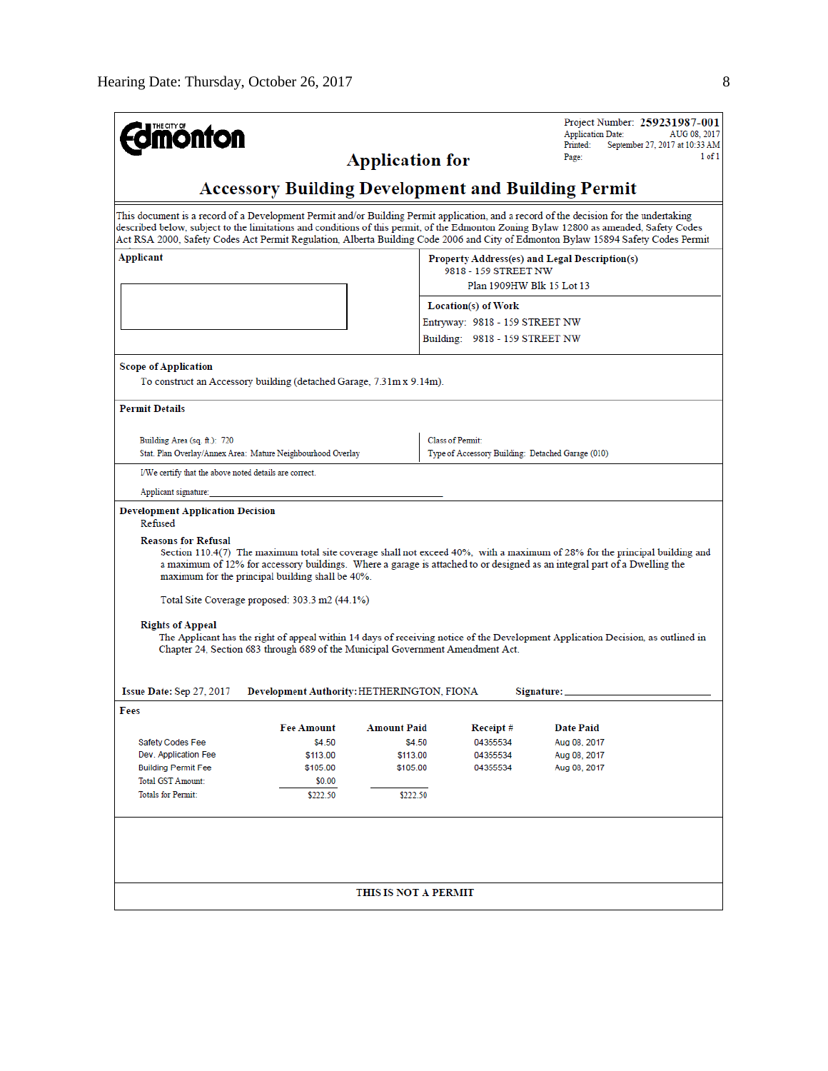THE CITY OF **Edmonton**

Project Number: **259231987-001**
Application Date: AUG 08, 2017
Printed: September 27, 2017 at 10:33 AM
Page: 1 of 1

# Application for

# Accessory Building Development and Building Permit

This document is a record of a Development Permit and/or Building Permit application, and a record of the decision for the undertaking described below, subject to the limitations and conditions of this permit, of the Edmonton Zoning Bylaw 12800 as amended, Safety Codes Act RSA 2000, Safety Codes Act Permit Regulation, Alberta Building Code 2006 and City of Edmonton Bylaw 15894 Safety Codes Permit

**Applicant**

**Property Address(es) and Legal Description(s)**
9818 - 159 STREET NW
Plan 1909HW Blk 15 Lot 13

**Location(s) of Work**
Entryway: 9818 - 159 STREET NW
Building: 9818 - 159 STREET NW

**Scope of Application**

To construct an Accessory building (detached Garage, 7.31m x 9.14m).

**Permit Details**

Building Area (sq. ft.): 720
Stat. Plan Overlay/Annex Area: Mature Neighbourhood Overlay

Class of Permit:
Type of Accessory Building: Detached Garage (010)

I/We certify that the above noted details are correct.

Applicant signature:

**Development Application Decision**

Refused

**Reasons for Refusal**

Section 110.4(7) The maximum total site coverage shall not exceed 40%, with a maximum of 28% for the principal building and a maximum of 12% for accessory buildings. Where a garage is attached to or designed as an integral part of a Dwelling the maximum for the principal building shall be 40%.

Total Site Coverage proposed: 303.3 m2 (44.1%)

**Rights of Appeal**

The Applicant has the right of appeal within 14 days of receiving notice of the Development Application Decision, as outlined in Chapter 24, Section 683 through 689 of the Municipal Government Amendment Act.

**Issue Date:** Sep 27, 2017 **Development Authority:** HETHERINGTON, FIONA **Signature:**

**Fees**

| | Fee Amount | Amount Paid | Receipt # | Date Paid |
|---|---|---|---|---|
| Safety Codes Fee | $4.50 | $4.50 | 04355534 | Aug 08, 2017 |
| Dev. Application Fee | $113.00 | $113.00 | 04355534 | Aug 08, 2017 |
| Building Permit Fee | $105.00 | $105.00 | 04355534 | Aug 08, 2017 |
| Total GST Amount: | $0.00 | | | |
| Totals for Permit: | $222.50 | $222.50 | | |

**THIS IS NOT A PERMIT**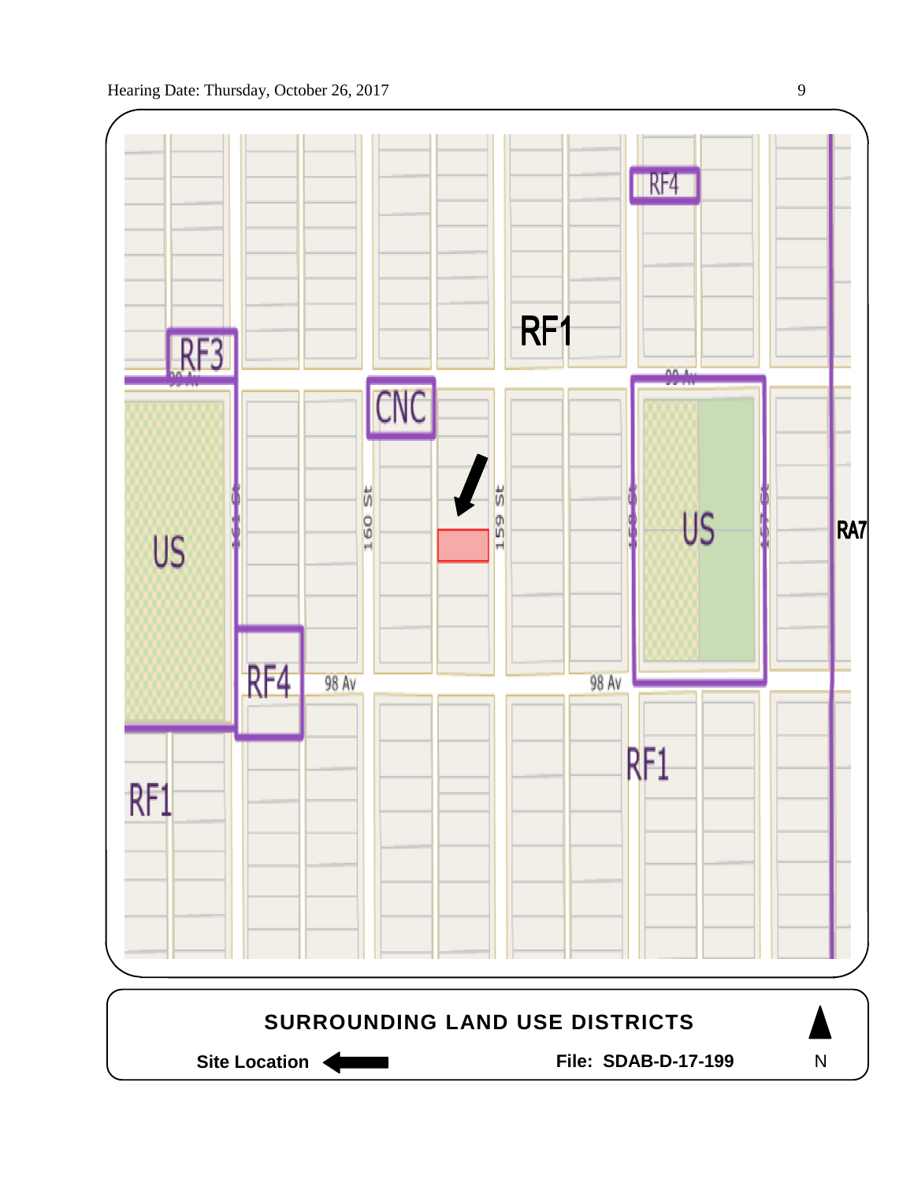RF4

RF3

RF1

CNC

US

160 St

159 St

US

RA7

RF4

98 Av

98 Av

RF1

RF1

**SURROUNDING LAND USE DISTRICTS**

**Site Location** ⟵

**File: SDAB-D-17-199**

N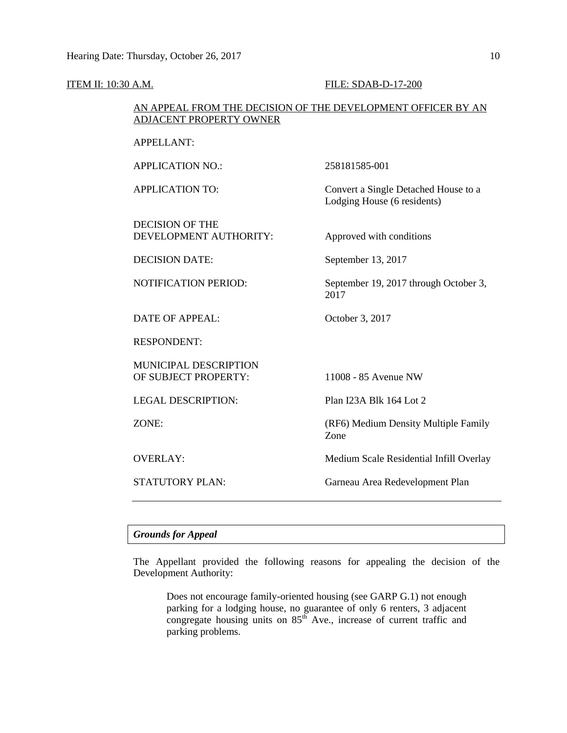ITEM II: 10:30 A.M. FILE: SDAB-D-17-200

AN APPEAL FROM THE DECISION OF THE DEVELOPMENT OFFICER BY AN ADJACENT PROPERTY OWNER

| | |
|---|---|
| APPELLANT: | |
| APPLICATION NO.: | 258181585-001 |
| APPLICATION TO: | Convert a Single Detached House to a Lodging House (6 residents) |
| DECISION OF THE DEVELOPMENT AUTHORITY: | Approved with conditions |
| DECISION DATE: | September 13, 2017 |
| NOTIFICATION PERIOD: | September 19, 2017 through October 3, 2017 |
| DATE OF APPEAL: | October 3, 2017 |
| RESPONDENT: | |
| MUNICIPAL DESCRIPTION OF SUBJECT PROPERTY: | 11008 - 85 Avenue NW |
| LEGAL DESCRIPTION: | Plan I23A Blk 164 Lot 2 |
| ZONE: | (RF6) Medium Density Multiple Family Zone |
| OVERLAY: | Medium Scale Residential Infill Overlay |
| STATUTORY PLAN: | Garneau Area Redevelopment Plan |

### *Grounds for Appeal*

The Appellant provided the following reasons for appealing the decision of the Development Authority:

> Does not encourage family-oriented housing (see GARP G.1) not enough parking for a lodging house, no guarantee of only 6 renters, 3 adjacent congregate housing units on 85th Ave., increase of current traffic and parking problems.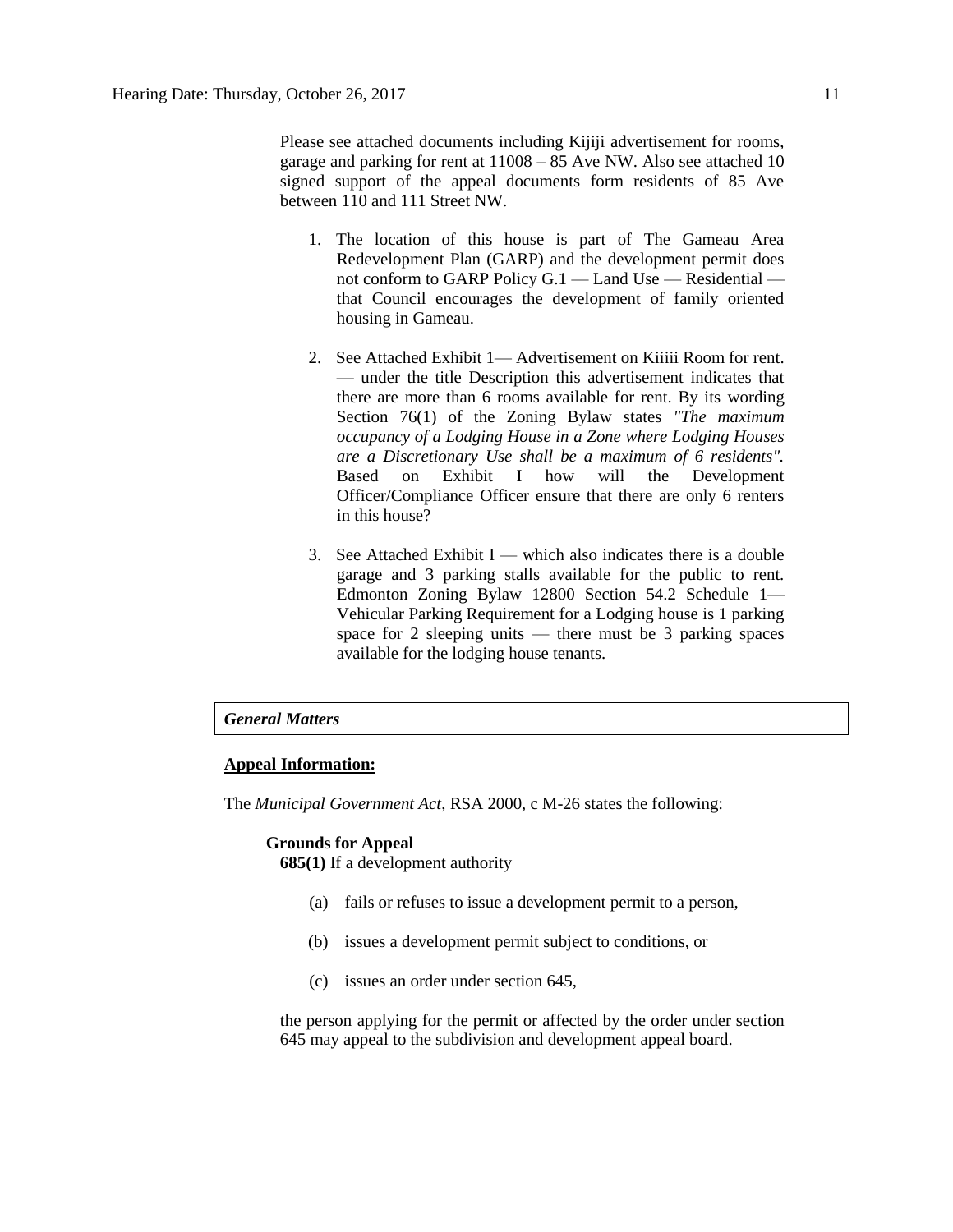Please see attached documents including Kijiji advertisement for rooms, garage and parking for rent at 11008 – 85 Ave NW. Also see attached 10 signed support of the appeal documents form residents of 85 Ave between 110 and 111 Street NW.

1. The location of this house is part of The Gameau Area Redevelopment Plan (GARP) and the development permit does not conform to GARP Policy G.1 — Land Use — Residential — that Council encourages the development of family oriented housing in Gameau.

2. See Attached Exhibit 1— Advertisement on Kiiiii Room for rent. — under the title Description this advertisement indicates that there are more than 6 rooms available for rent. By its wording Section 76(1) of the Zoning Bylaw states *"The maximum occupancy of a Lodging House in a Zone where Lodging Houses are a Discretionary Use shall be a maximum of 6 residents".* Based on Exhibit I how will the Development Officer/Compliance Officer ensure that there are only 6 renters in this house?

3. See Attached Exhibit I — which also indicates there is a double garage and 3 parking stalls available for the public to rent. Edmonton Zoning Bylaw 12800 Section 54.2 Schedule 1— Vehicular Parking Requirement for a Lodging house is 1 parking space for 2 sleeping units — there must be 3 parking spaces available for the lodging house tenants.

***General Matters***

**Appeal Information:**

The *Municipal Government Act*, RSA 2000, c M-26 states the following:

**Grounds for Appeal**

**685(1)** If a development authority

(a) fails or refuses to issue a development permit to a person,

(b) issues a development permit subject to conditions, or

(c) issues an order under section 645,

the person applying for the permit or affected by the order under section 645 may appeal to the subdivision and development appeal board.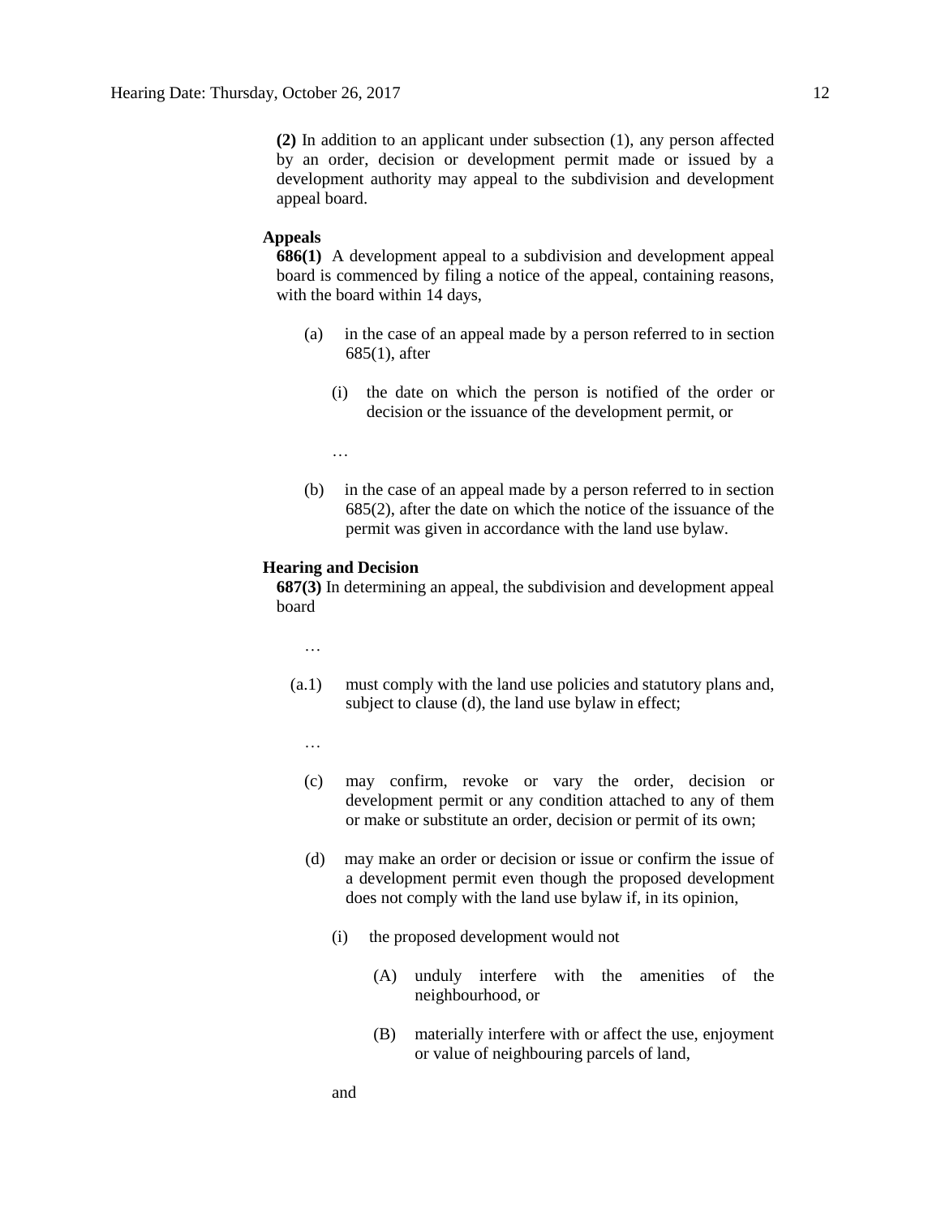**(2)** In addition to an applicant under subsection (1), any person affected by an order, decision or development permit made or issued by a development authority may appeal to the subdivision and development appeal board.

**Appeals**

**686(1)** A development appeal to a subdivision and development appeal board is commenced by filing a notice of the appeal, containing reasons, with the board within 14 days,

(a) in the case of an appeal made by a person referred to in section 685(1), after

(i) the date on which the person is notified of the order or decision or the issuance of the development permit, or

…

(b) in the case of an appeal made by a person referred to in section 685(2), after the date on which the notice of the issuance of the permit was given in accordance with the land use bylaw.

**Hearing and Decision**

**687(3)** In determining an appeal, the subdivision and development appeal board

…

(a.1) must comply with the land use policies and statutory plans and, subject to clause (d), the land use bylaw in effect;

…

(c) may confirm, revoke or vary the order, decision or development permit or any condition attached to any of them or make or substitute an order, decision or permit of its own;

(d) may make an order or decision or issue or confirm the issue of a development permit even though the proposed development does not comply with the land use bylaw if, in its opinion,

(i) the proposed development would not

(A) unduly interfere with the amenities of the neighbourhood, or

(B) materially interfere with or affect the use, enjoyment or value of neighbouring parcels of land,

and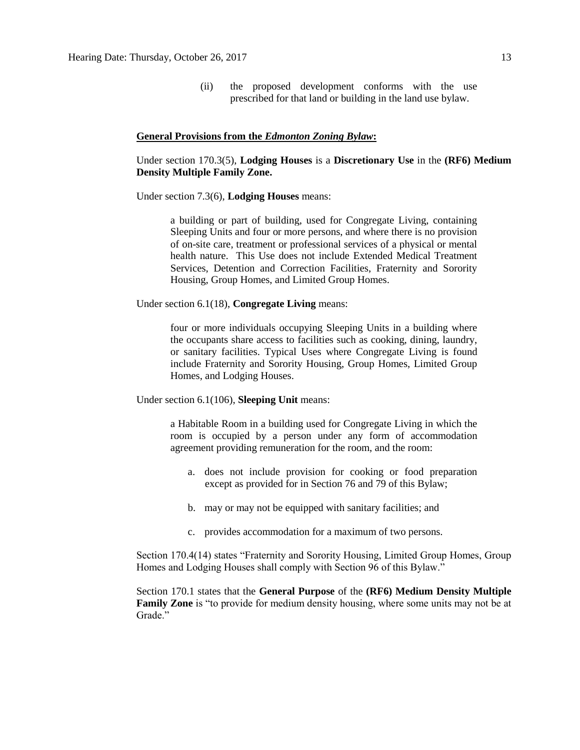(ii) the proposed development conforms with the use prescribed for that land or building in the land use bylaw.

**General Provisions from the *Edmonton Zoning Bylaw*:**

Under section 170.3(5), **Lodging Houses** is a **Discretionary Use** in the **(RF6) Medium Density Multiple Family Zone.**

Under section 7.3(6), **Lodging Houses** means:

> a building or part of building, used for Congregate Living, containing Sleeping Units and four or more persons, and where there is no provision of on-site care, treatment or professional services of a physical or mental health nature. This Use does not include Extended Medical Treatment Services, Detention and Correction Facilities, Fraternity and Sorority Housing, Group Homes, and Limited Group Homes.

Under section 6.1(18), **Congregate Living** means:

> four or more individuals occupying Sleeping Units in a building where the occupants share access to facilities such as cooking, dining, laundry, or sanitary facilities. Typical Uses where Congregate Living is found include Fraternity and Sorority Housing, Group Homes, Limited Group Homes, and Lodging Houses.

Under section 6.1(106), **Sleeping Unit** means:

> a Habitable Room in a building used for Congregate Living in which the room is occupied by a person under any form of accommodation agreement providing remuneration for the room, and the room:
>
> a. does not include provision for cooking or food preparation except as provided for in Section 76 and 79 of this Bylaw;
>
> b. may or may not be equipped with sanitary facilities; and
>
> c. provides accommodation for a maximum of two persons.

Section 170.4(14) states "Fraternity and Sorority Housing, Limited Group Homes, Group Homes and Lodging Houses shall comply with Section 96 of this Bylaw."

Section 170.1 states that the **General Purpose** of the **(RF6) Medium Density Multiple Family Zone** is "to provide for medium density housing, where some units may not be at Grade."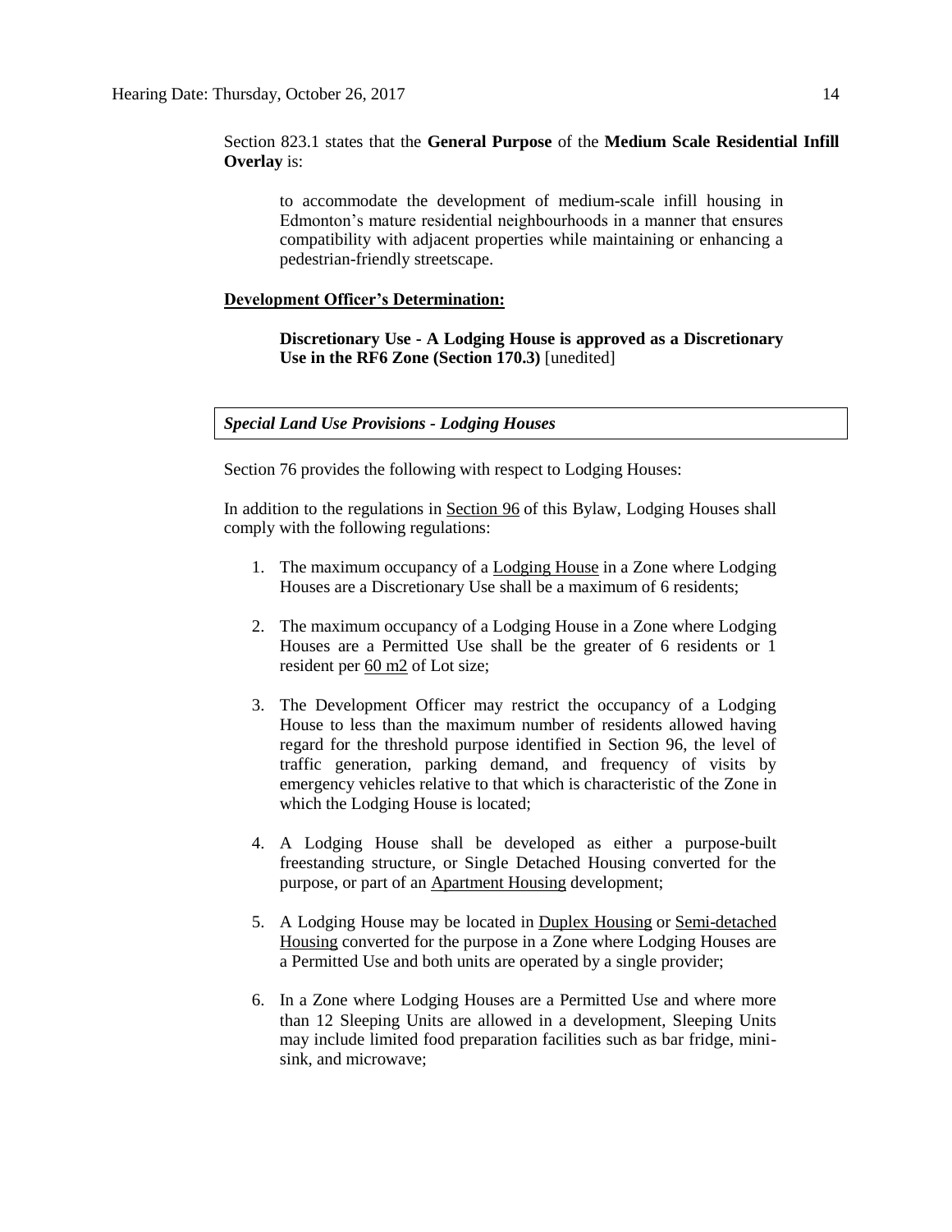Section 823.1 states that the **General Purpose** of the **Medium Scale Residential Infill Overlay** is:

> to accommodate the development of medium-scale infill housing in Edmonton's mature residential neighbourhoods in a manner that ensures compatibility with adjacent properties while maintaining or enhancing a pedestrian-friendly streetscape.

**Development Officer's Determination:**

> **Discretionary Use - A Lodging House is approved as a Discretionary Use in the RF6 Zone (Section 170.3)** [unedited]

***Special Land Use Provisions - Lodging Houses***

Section 76 provides the following with respect to Lodging Houses:

In addition to the regulations in Section 96 of this Bylaw, Lodging Houses shall comply with the following regulations:

1. The maximum occupancy of a Lodging House in a Zone where Lodging Houses are a Discretionary Use shall be a maximum of 6 residents;
2. The maximum occupancy of a Lodging House in a Zone where Lodging Houses are a Permitted Use shall be the greater of 6 residents or 1 resident per 60 m2 of Lot size;
3. The Development Officer may restrict the occupancy of a Lodging House to less than the maximum number of residents allowed having regard for the threshold purpose identified in Section 96, the level of traffic generation, parking demand, and frequency of visits by emergency vehicles relative to that which is characteristic of the Zone in which the Lodging House is located;
4. A Lodging House shall be developed as either a purpose-built freestanding structure, or Single Detached Housing converted for the purpose, or part of an Apartment Housing development;
5. A Lodging House may be located in Duplex Housing or Semi-detached Housing converted for the purpose in a Zone where Lodging Houses are a Permitted Use and both units are operated by a single provider;
6. In a Zone where Lodging Houses are a Permitted Use and where more than 12 Sleeping Units are allowed in a development, Sleeping Units may include limited food preparation facilities such as bar fridge, mini-sink, and microwave;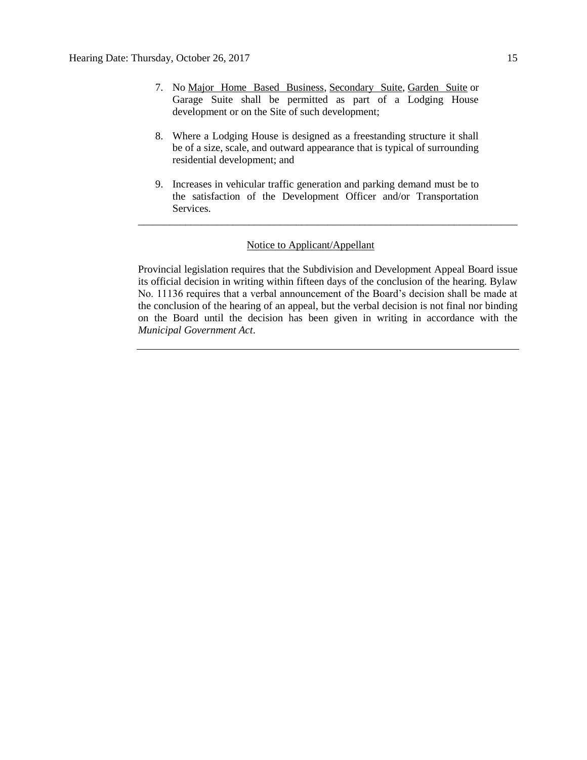7. No Major Home Based Business, Secondary Suite, Garden Suite or Garage Suite shall be permitted as part of a Lodging House development or on the Site of such development;

8. Where a Lodging House is designed as a freestanding structure it shall be of a size, scale, and outward appearance that is typical of surrounding residential development; and

9. Increases in vehicular traffic generation and parking demand must be to the satisfaction of the Development Officer and/or Transportation Services.

---

Notice to Applicant/Appellant

Provincial legislation requires that the Subdivision and Development Appeal Board issue its official decision in writing within fifteen days of the conclusion of the hearing. Bylaw No. 11136 requires that a verbal announcement of the Board's decision shall be made at the conclusion of the hearing of an appeal, but the verbal decision is not final nor binding on the Board until the decision has been given in writing in accordance with the *Municipal Government Act*.

---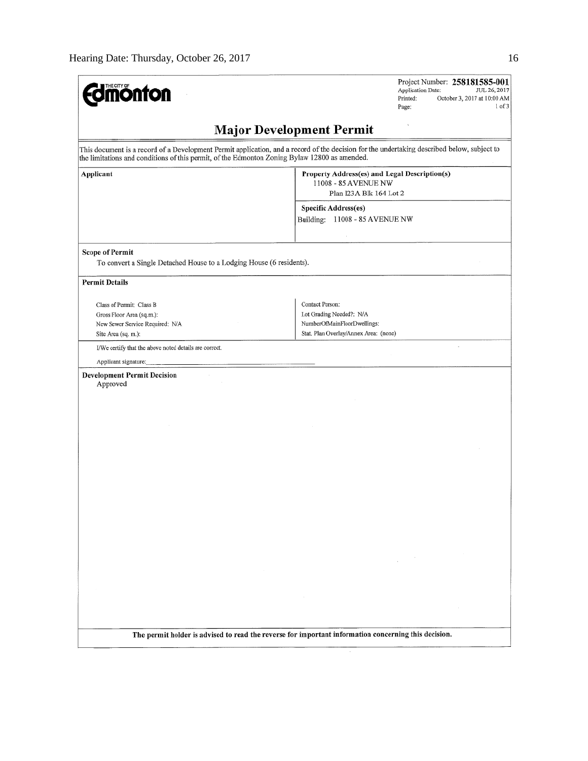**Edmonton**

Project Number: **258181585-001**
Application Date: JUL 26, 2017
Printed: October 3, 2017 at 10:00 AM
Page: 1 of 3

# Major Development Permit

This document is a record of a Development Permit application, and a record of the decision for the undertaking described below, subject to the limitations and conditions of this permit, of the Edmonton Zoning Bylaw 12800 as amended.

| **Applicant** | **Property Address(es) and Legal Description(s)** |
|---|---|
| | 11008 - 85 AVENUE NW<br>Plan I23A Blk 164 Lot 2 |
| | **Specific Address(es)**<br>Building: 11008 - 85 AVENUE NW |

**Scope of Permit**

To convert a Single Detached House to a Lodging House (6 residents).

**Permit Details**

| | |
|---|---|
| Class of Permit: Class B | Contact Person: |
| Gross Floor Area (sq.m.): | Lot Grading Needed?: N/A |
| New Sewer Service Required: N/A | NumberOfMainFloorDwellings: |
| Site Area (sq. m.): | Stat. Plan Overlay/Annex Area: (none) |

I/We certify that the above noted details are correct.

Applicant signature:\_\_\_\_\_\_\_\_\_\_\_\_\_\_\_\_\_\_\_\_\_\_\_\_\_\_\_\_\_\_

**Development Permit Decision**

Approved

**The permit holder is advised to read the reverse for important information concerning this decision.**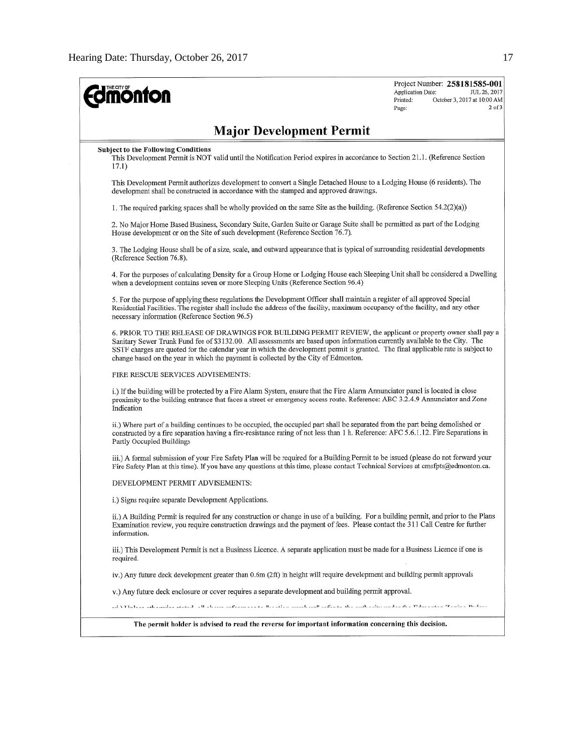Project Number: **258181585-001**
Application Date: JUL 26, 2017
Printed: October 3, 2017 at 10:00 AM
Page: 2 of 3

# Major Development Permit

**Subject to the Following Conditions**

This Development Permit is NOT valid until the Notification Period expires in accordance to Section 21.1. (Reference Section 17.1)

This Development Permit authorizes development to convert a Single Detached House to a Lodging House (6 residents). The development shall be constructed in accordance with the stamped and approved drawings.

1. The required parking spaces shall be wholly provided on the same Site as the building. (Reference Section 54.2(2)(a))

2. No Major Home Based Business, Secondary Suite, Garden Suite or Garage Suite shall be permitted as part of the Lodging House development or on the Site of such development (Reference Section 76.7).

3. The Lodging House shall be of a size, scale, and outward appearance that is typical of surrounding residential developments (Reference Section 76.8).

4. For the purposes of calculating Density for a Group Home or Lodging House each Sleeping Unit shall be considered a Dwelling when a development contains seven or more Sleeping Units (Reference Section 96.4)

5. For the purpose of applying these regulations the Development Officer shall maintain a register of all approved Special Residential Facilities. The register shall include the address of the facility, maximum occupancy of the facility, and any other necessary information (Reference Section 96.5)

6. PRIOR TO THE RELEASE OF DRAWINGS FOR BUILDING PERMIT REVIEW, the applicant or property owner shall pay a Sanitary Sewer Trunk Fund fee of $3132.00. All assessments are based upon information currently available to the City. The SSTF charges are quoted for the calendar year in which the development permit is granted. The final applicable rate is subject to change based on the year in which the payment is collected by the City of Edmonton.

FIRE RESCUE SERVICES ADVISEMENTS:

i.) If the building will be protected by a Fire Alarm System, ensure that the Fire Alarm Annunciator panel is located in close proximity to the building entrance that faces a street or emergency access route. Reference: ABC 3.2.4.9 Annunciator and Zone Indication

ii.) Where part of a building continues to be occupied, the occupied part shall be separated from the part being demolished or constructed by a fire separation having a fire-resistance rating of not less than 1 h. Reference: AFC 5.6.1.12. Fire Separations in Partly Occupied Buildings

iii.) A formal submission of your Fire Safety Plan will be required for a Building Permit to be issued (please do not forward your Fire Safety Plan at this time). If you have any questions at this time, please contact Technical Services at cmsfpts@edmonton.ca.

DEVELOPMENT PERMIT ADVISEMENTS:

i.) Signs require separate Development Applications.

ii.) A Building Permit is required for any construction or change in use of a building. For a building permit, and prior to the Plans Examination review, you require construction drawings and the payment of fees. Please contact the 311 Call Centre for further information.

iii.) This Development Permit is not a Business Licence. A separate application must be made for a Business Licence if one is required.

iv.) Any future deck development greater than 0.6m (2ft) in height will require development and building permit approvals

v.) Any future deck enclosure or cover requires a separate development and building permit approval.

vi.) Unless otherwise stated, all above references to "section numbers" refer to the authority under the Edmonton Zoning Bylaw

**The permit holder is advised to read the reverse for important information concerning this decision.**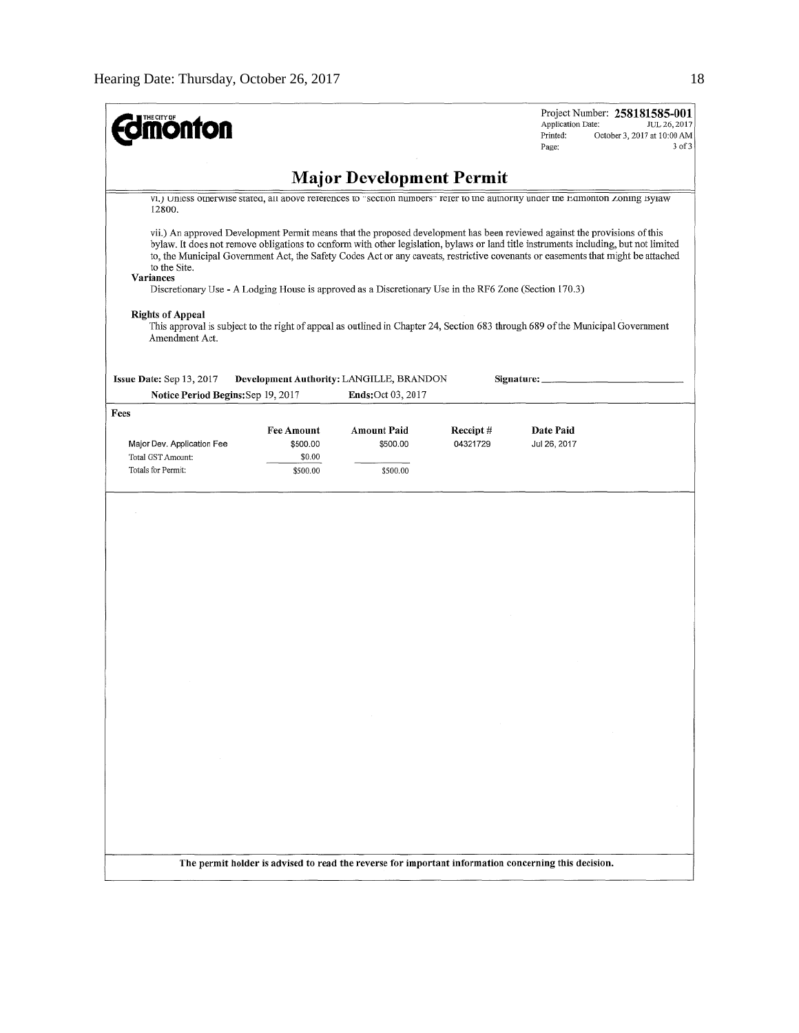**Edmonton**

Project Number: **258181585-001**
Application Date: JUL 26, 2017
Printed: October 3, 2017 at 10:00 AM
Page: 3 of 3

## Major Development Permit

vi.) Unless otherwise stated, all above references to "section numbers" refer to the authority under the Edmonton Zoning Bylaw 12800.

vii.) An approved Development Permit means that the proposed development has been reviewed against the provisions of this bylaw. It does not remove obligations to conform with other legislation, bylaws or land title instruments including, but not limited to, the Municipal Government Act, the Safety Codes Act or any caveats, restrictive covenants or easements that might be attached to the Site.

**Variances**

Discretionary Use - A Lodging House is approved as a Discretionary Use in the RF6 Zone (Section 170.3)

**Rights of Appeal**

This approval is subject to the right of appeal as outlined in Chapter 24, Section 683 through 689 of the Municipal Government Amendment Act.

**Issue Date:** Sep 13, 2017 **Development Authority:** LANGILLE, BRANDON **Signature:** ________________

**Notice Period Begins:** Sep 19, 2017 **Ends:** Oct 03, 2017

**Fees**

| | Fee Amount | Amount Paid | Receipt # | Date Paid |
|---|---|---|---|---|
| Major Dev. Application Fee | $500.00 | $500.00 | 04321729 | Jul 26, 2017 |
| Total GST Amount: | $0.00 | | | |
| Totals for Permit: | $500.00 | $500.00 | | |

**The permit holder is advised to read the reverse for important information concerning this decision.**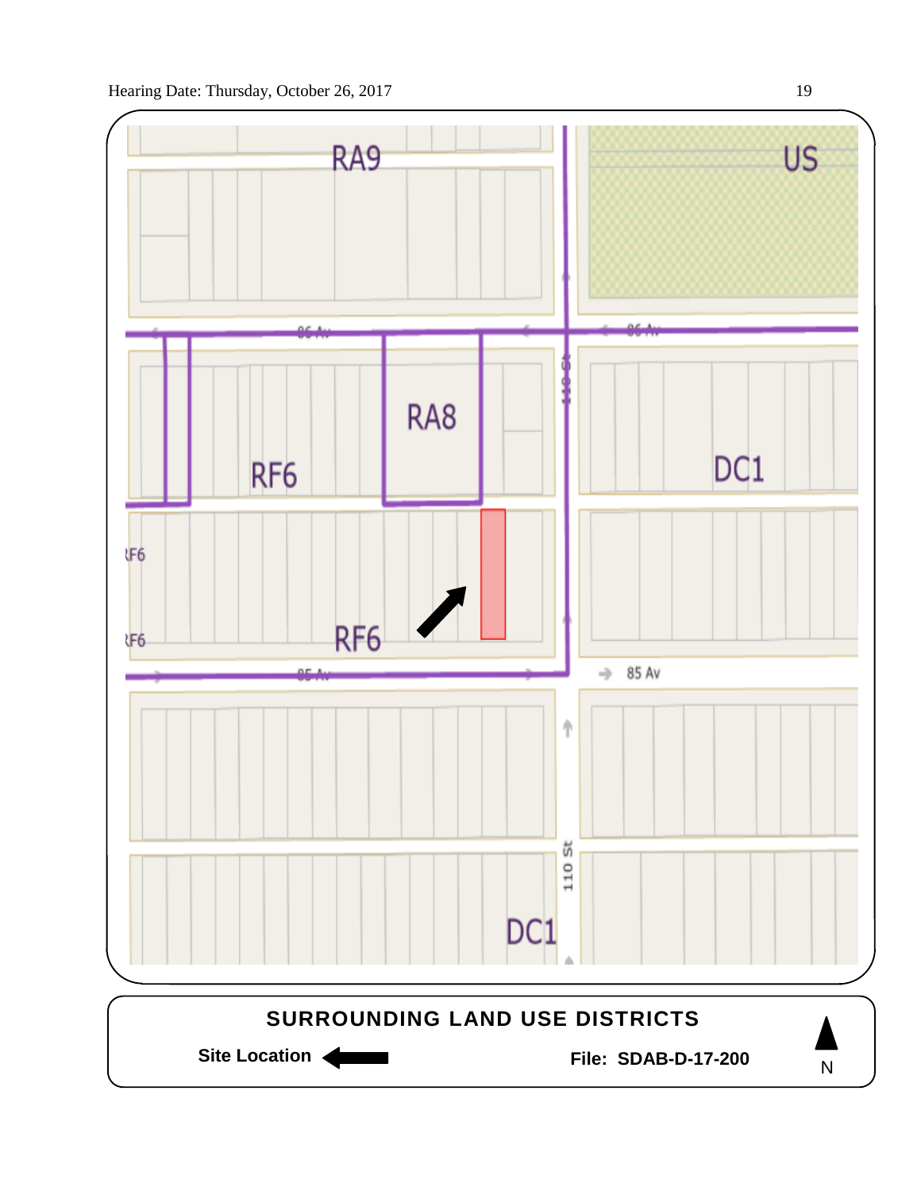RA9

US

86 Av

86 Av

RA8

110 St

RF6

DC1

RF6

RF6

RF6

85 Av

85 Av

110 St

DC1

**SURROUNDING LAND USE DISTRICTS**

**Site Location**

**File: SDAB-D-17-200**

N